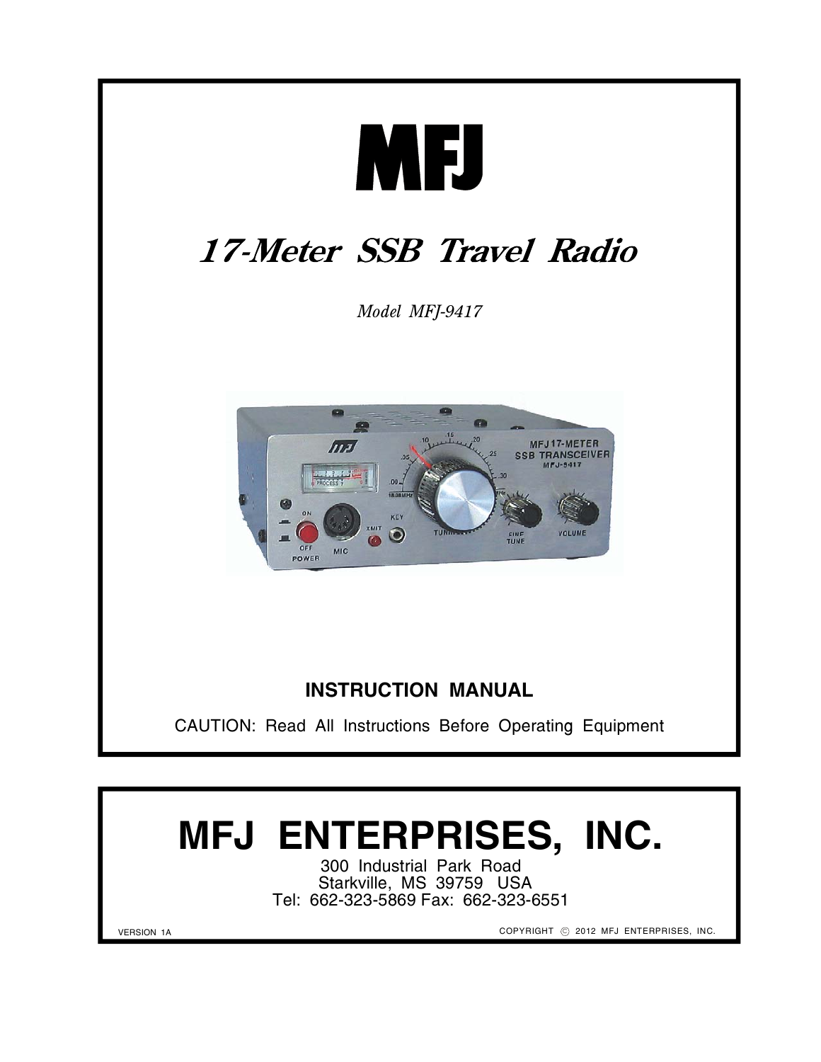# MFJ

## *17-Meter SSB Travel Radio*

*Model MFJ-9417*

**INSTRUCTION MANUAL**

CAUTION: Read All Instructions Before Operating Equipment

# MFJ ENTERPRISES, INC.

300 Industrial Park Road
Starkville, MS 39759 USA
Tel: 662-323-5869 Fax: 662-323-6551

VERSION 1A

COPYRIGHT © 2012 MFJ ENTERPRISES, INC.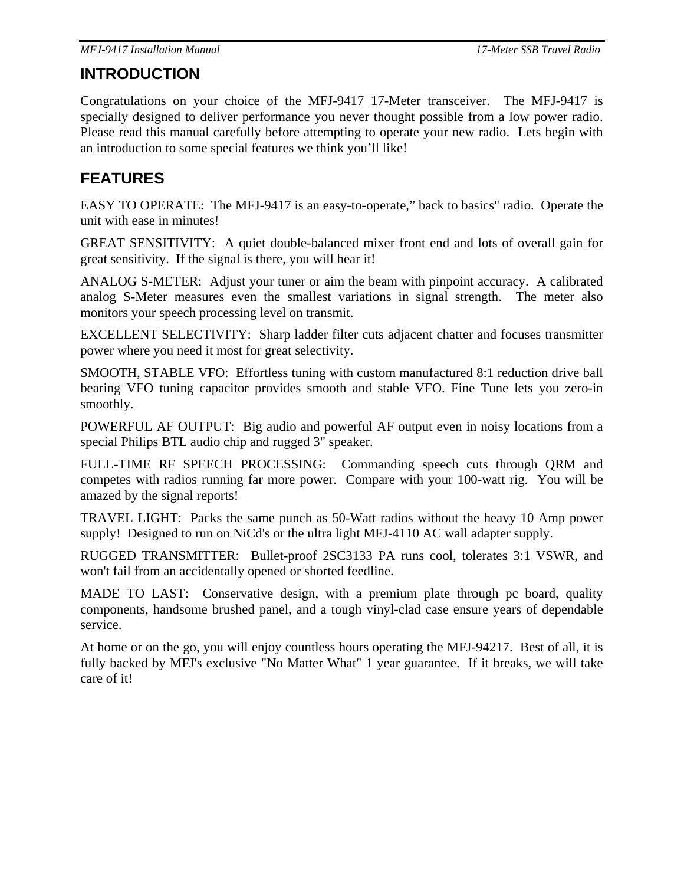## INTRODUCTION

Congratulations on your choice of the MFJ-9417 17-Meter transceiver. The MFJ-9417 is specially designed to deliver performance you never thought possible from a low power radio. Please read this manual carefully before attempting to operate your new radio. Lets begin with an introduction to some special features we think you'll like!

## FEATURES

EASY TO OPERATE: The MFJ-9417 is an easy-to-operate," back to basics" radio. Operate the unit with ease in minutes!

GREAT SENSITIVITY: A quiet double-balanced mixer front end and lots of overall gain for great sensitivity. If the signal is there, you will hear it!

ANALOG S-METER: Adjust your tuner or aim the beam with pinpoint accuracy. A calibrated analog S-Meter measures even the smallest variations in signal strength. The meter also monitors your speech processing level on transmit.

EXCELLENT SELECTIVITY: Sharp ladder filter cuts adjacent chatter and focuses transmitter power where you need it most for great selectivity.

SMOOTH, STABLE VFO: Effortless tuning with custom manufactured 8:1 reduction drive ball bearing VFO tuning capacitor provides smooth and stable VFO. Fine Tune lets you zero-in smoothly.

POWERFUL AF OUTPUT: Big audio and powerful AF output even in noisy locations from a special Philips BTL audio chip and rugged 3" speaker.

FULL-TIME RF SPEECH PROCESSING: Commanding speech cuts through QRM and competes with radios running far more power. Compare with your 100-watt rig. You will be amazed by the signal reports!

TRAVEL LIGHT: Packs the same punch as 50-Watt radios without the heavy 10 Amp power supply! Designed to run on NiCd's or the ultra light MFJ-4110 AC wall adapter supply.

RUGGED TRANSMITTER: Bullet-proof 2SC3133 PA runs cool, tolerates 3:1 VSWR, and won't fail from an accidentally opened or shorted feedline.

MADE TO LAST: Conservative design, with a premium plate through pc board, quality components, handsome brushed panel, and a tough vinyl-clad case ensure years of dependable service.

At home or on the go, you will enjoy countless hours operating the MFJ-94217. Best of all, it is fully backed by MFJ's exclusive "No Matter What" 1 year guarantee. If it breaks, we will take care of it!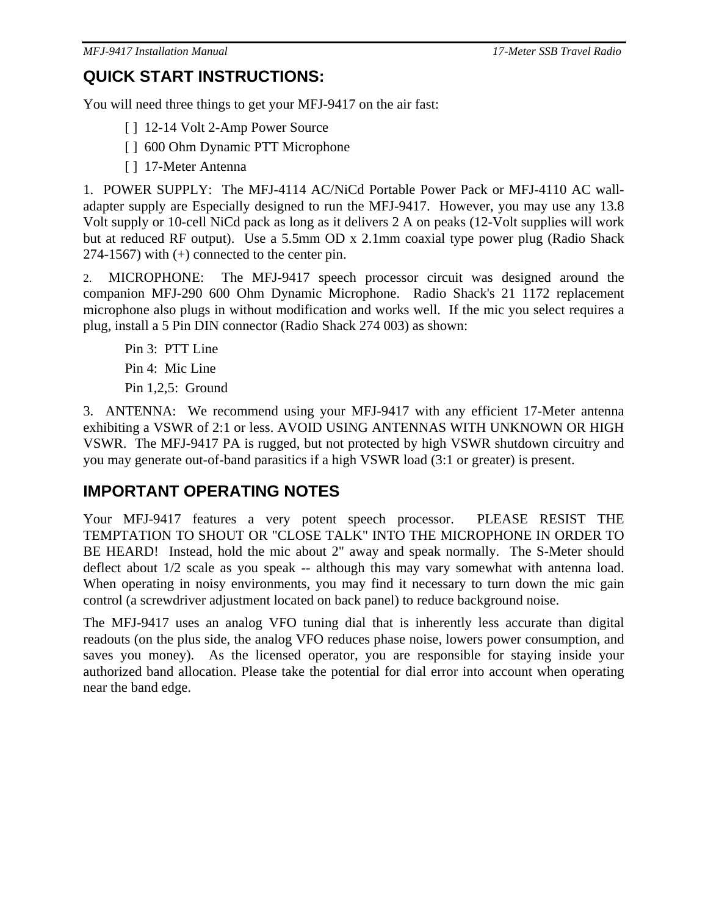## QUICK START INSTRUCTIONS:

You will need three things to get your MFJ-9417 on the air fast:

- [ ] 12-14 Volt 2-Amp Power Source
- [ ] 600 Ohm Dynamic PTT Microphone
- [ ] 17-Meter Antenna

1. POWER SUPPLY: The MFJ-4114 AC/NiCd Portable Power Pack or MFJ-4110 AC wall-adapter supply are Especially designed to run the MFJ-9417. However, you may use any 13.8 Volt supply or 10-cell NiCd pack as long as it delivers 2 A on peaks (12-Volt supplies will work but at reduced RF output). Use a 5.5mm OD x 2.1mm coaxial type power plug (Radio Shack 274-1567) with (+) connected to the center pin.

2. MICROPHONE: The MFJ-9417 speech processor circuit was designed around the companion MFJ-290 600 Ohm Dynamic Microphone. Radio Shack's 21 1172 replacement microphone also plugs in without modification and works well. If the mic you select requires a plug, install a 5 Pin DIN connector (Radio Shack 274 003) as shown:

   Pin 3: PTT Line
   Pin 4: Mic Line
   Pin 1,2,5: Ground

3. ANTENNA: We recommend using your MFJ-9417 with any efficient 17-Meter antenna exhibiting a VSWR of 2:1 or less. AVOID USING ANTENNAS WITH UNKNOWN OR HIGH VSWR. The MFJ-9417 PA is rugged, but not protected by high VSWR shutdown circuitry and you may generate out-of-band parasitics if a high VSWR load (3:1 or greater) is present.

## IMPORTANT OPERATING NOTES

Your MFJ-9417 features a very potent speech processor. PLEASE RESIST THE TEMPTATION TO SHOUT OR "CLOSE TALK" INTO THE MICROPHONE IN ORDER TO BE HEARD! Instead, hold the mic about 2" away and speak normally. The S-Meter should deflect about 1/2 scale as you speak -- although this may vary somewhat with antenna load. When operating in noisy environments, you may find it necessary to turn down the mic gain control (a screwdriver adjustment located on back panel) to reduce background noise.

The MFJ-9417 uses an analog VFO tuning dial that is inherently less accurate than digital readouts (on the plus side, the analog VFO reduces phase noise, lowers power consumption, and saves you money). As the licensed operator, you are responsible for staying inside your authorized band allocation. Please take the potential for dial error into account when operating near the band edge.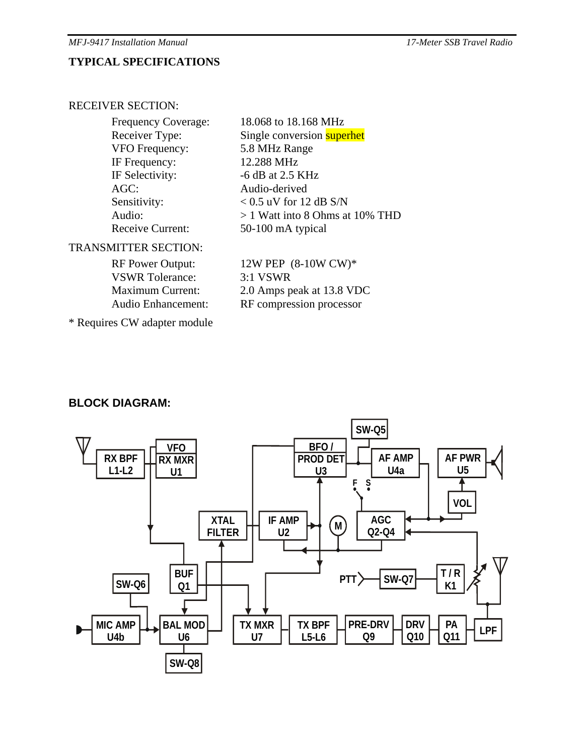## TYPICAL SPECIFICATIONS

RECEIVER SECTION:

| | |
|---|---|
| Frequency Coverage: | 18.068 to 18.168 MHz |
| Receiver Type: | Single conversion superhet |
| VFO Frequency: | 5.8 MHz Range |
| IF Frequency: | 12.288 MHz |
| IF Selectivity: | -6 dB at 2.5 KHz |
| AGC: | Audio-derived |
| Sensitivity: | < 0.5 uV for 12 dB S/N |
| Audio: | > 1 Watt into 8 Ohms at 10% THD |
| Receive Current: | 50-100 mA typical |

TRANSMITTER SECTION:

| | |
|---|---|
| RF Power Output: | 12W PEP (8-10W CW)* |
| VSWR Tolerance: | 3:1 VSWR |
| Maximum Current: | 2.0 Amps peak at 13.8 VDC |
| Audio Enhancement: | RF compression processor |

* Requires CW adapter module

## BLOCK DIAGRAM:

RX BPF L1-L2 | VFO / RX MXR U1 | XTAL FILTER | IF AMP U2 | M | BFO / PROD DET U3 | SW-Q5 | AF AMP U4a | F S | AGC Q2-Q4 | AF PWR U5 | VOL | BUF Q1 | SW-Q6 | MIC AMP U4b | BAL MOD U6 | SW-Q8 | TX MXR U7 | TX BPF L5-L6 | PRE-DRV Q9 | DRV Q10 | PA Q11 | LPF | PTT | SW-Q7 | T / R K1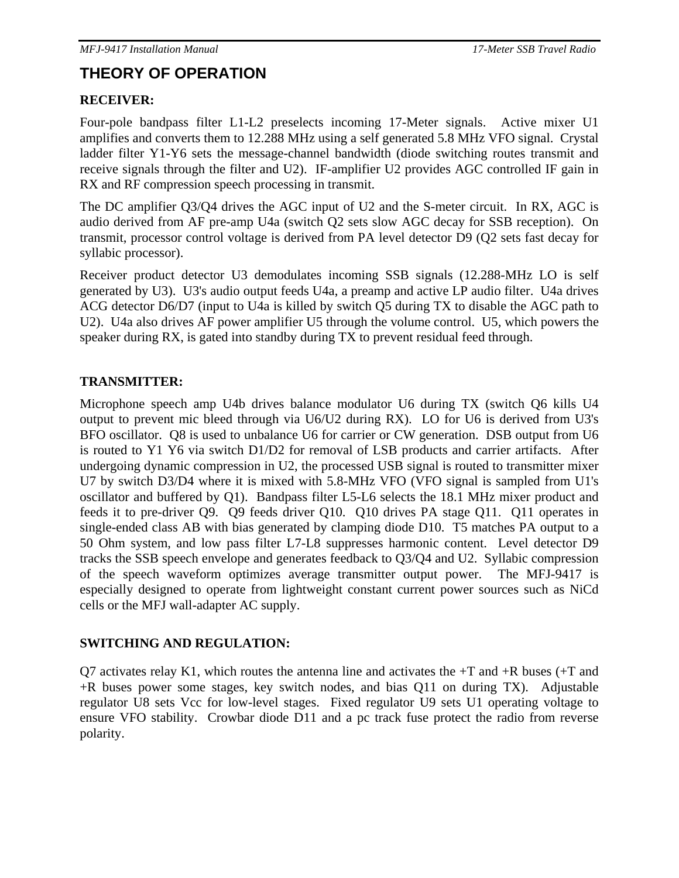# THEORY OF OPERATION

**RECEIVER:**

Four-pole bandpass filter L1-L2 preselects incoming 17-Meter signals. Active mixer U1 amplifies and converts them to 12.288 MHz using a self generated 5.8 MHz VFO signal. Crystal ladder filter Y1-Y6 sets the message-channel bandwidth (diode switching routes transmit and receive signals through the filter and U2). IF-amplifier U2 provides AGC controlled IF gain in RX and RF compression speech processing in transmit.

The DC amplifier Q3/Q4 drives the AGC input of U2 and the S-meter circuit. In RX, AGC is audio derived from AF pre-amp U4a (switch Q2 sets slow AGC decay for SSB reception). On transmit, processor control voltage is derived from PA level detector D9 (Q2 sets fast decay for syllabic processor).

Receiver product detector U3 demodulates incoming SSB signals (12.288-MHz LO is self generated by U3). U3's audio output feeds U4a, a preamp and active LP audio filter. U4a drives ACG detector D6/D7 (input to U4a is killed by switch Q5 during TX to disable the AGC path to U2). U4a also drives AF power amplifier U5 through the volume control. U5, which powers the speaker during RX, is gated into standby during TX to prevent residual feed through.

**TRANSMITTER:**

Microphone speech amp U4b drives balance modulator U6 during TX (switch Q6 kills U4 output to prevent mic bleed through via U6/U2 during RX). LO for U6 is derived from U3's BFO oscillator. Q8 is used to unbalance U6 for carrier or CW generation. DSB output from U6 is routed to Y1 Y6 via switch D1/D2 for removal of LSB products and carrier artifacts. After undergoing dynamic compression in U2, the processed USB signal is routed to transmitter mixer U7 by switch D3/D4 where it is mixed with 5.8-MHz VFO (VFO signal is sampled from U1's oscillator and buffered by Q1). Bandpass filter L5-L6 selects the 18.1 MHz mixer product and feeds it to pre-driver Q9. Q9 feeds driver Q10. Q10 drives PA stage Q11. Q11 operates in single-ended class AB with bias generated by clamping diode D10. T5 matches PA output to a 50 Ohm system, and low pass filter L7-L8 suppresses harmonic content. Level detector D9 tracks the SSB speech envelope and generates feedback to Q3/Q4 and U2. Syllabic compression of the speech waveform optimizes average transmitter output power. The MFJ-9417 is especially designed to operate from lightweight constant current power sources such as NiCd cells or the MFJ wall-adapter AC supply.

**SWITCHING AND REGULATION:**

Q7 activates relay K1, which routes the antenna line and activates the +T and +R buses (+T and +R buses power some stages, key switch nodes, and bias Q11 on during TX). Adjustable regulator U8 sets Vcc for low-level stages. Fixed regulator U9 sets U1 operating voltage to ensure VFO stability. Crowbar diode D11 and a pc track fuse protect the radio from reverse polarity.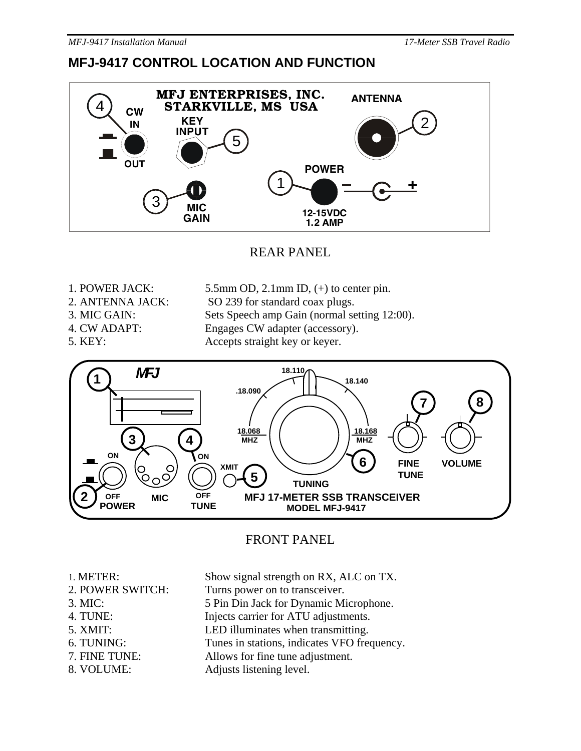## MFJ-9417 CONTROL LOCATION AND FUNCTION

REAR PANEL

1. POWER JACK: 5.5mm OD, 2.1mm ID, (+) to center pin.
2. ANTENNA JACK: SO 239 for standard coax plugs.
3. MIC GAIN: Sets Speech amp Gain (normal setting 12:00).
4. CW ADAPT: Engages CW adapter (accessory).
5. KEY: Accepts straight key or keyer.

FRONT PANEL

1. METER: Show signal strength on RX, ALC on TX.
2. POWER SWITCH: Turns power on to transceiver.
3. MIC: 5 Pin Din Jack for Dynamic Microphone.
4. TUNE: Injects carrier for ATU adjustments.
5. XMIT: LED illuminates when transmitting.
6. TUNING: Tunes in stations, indicates VFO frequency.
7. FINE TUNE: Allows for fine tune adjustment.
8. VOLUME: Adjusts listening level.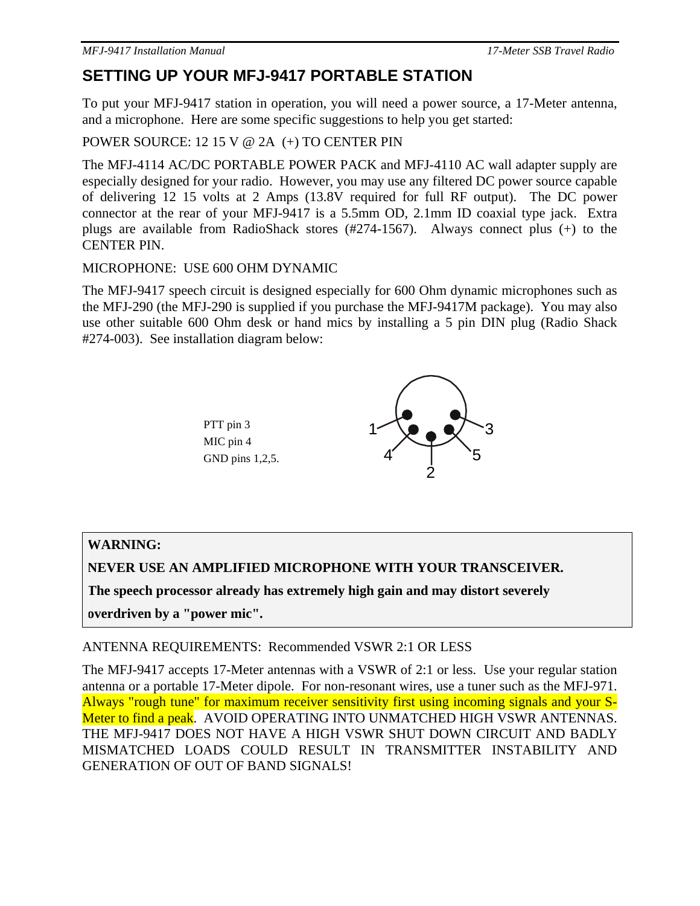# SETTING UP YOUR MFJ-9417 PORTABLE STATION

To put your MFJ-9417 station in operation, you will need a power source, a 17-Meter antenna, and a microphone. Here are some specific suggestions to help you get started:

POWER SOURCE: 12 15 V @ 2A (+) TO CENTER PIN

The MFJ-4114 AC/DC PORTABLE POWER PACK and MFJ-4110 AC wall adapter supply are especially designed for your radio. However, you may use any filtered DC power source capable of delivering 12 15 volts at 2 Amps (13.8V required for full RF output). The DC power connector at the rear of your MFJ-9417 is a 5.5mm OD, 2.1mm ID coaxial type jack. Extra plugs are available from RadioShack stores (#274-1567). Always connect plus (+) to the CENTER PIN.

MICROPHONE: USE 600 OHM DYNAMIC

The MFJ-9417 speech circuit is designed especially for 600 Ohm dynamic microphones such as the MFJ-290 (the MFJ-290 is supplied if you purchase the MFJ-9417M package). You may also use other suitable 600 Ohm desk or hand mics by installing a 5 pin DIN plug (Radio Shack #274-003). See installation diagram below:

PTT pin 3
MIC pin 4
GND pins 1,2,5.

1 3
4 5
2

**WARNING:**

**NEVER USE AN AMPLIFIED MICROPHONE WITH YOUR TRANSCEIVER.**

**The speech processor already has extremely high gain and may distort severely overdriven by a "power mic".**

ANTENNA REQUIREMENTS: Recommended VSWR 2:1 OR LESS

The MFJ-9417 accepts 17-Meter antennas with a VSWR of 2:1 or less. Use your regular station antenna or a portable 17-Meter dipole. For non-resonant wires, use a tuner such as the MFJ-971. Always "rough tune" for maximum receiver sensitivity first using incoming signals and your S-Meter to find a peak. AVOID OPERATING INTO UNMATCHED HIGH VSWR ANTENNAS. THE MFJ-9417 DOES NOT HAVE A HIGH VSWR SHUT DOWN CIRCUIT AND BADLY MISMATCHED LOADS COULD RESULT IN TRANSMITTER INSTABILITY AND GENERATION OF OUT OF BAND SIGNALS!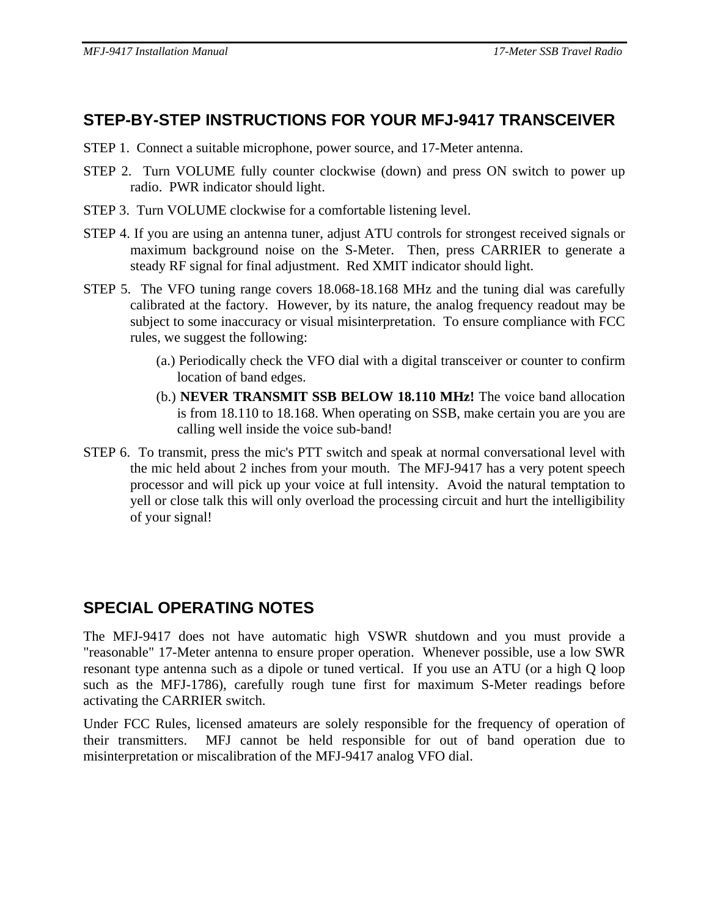## STEP-BY-STEP INSTRUCTIONS FOR YOUR MFJ-9417 TRANSCEIVER

STEP 1. Connect a suitable microphone, power source, and 17-Meter antenna.

STEP 2. Turn VOLUME fully counter clockwise (down) and press ON switch to power up radio. PWR indicator should light.

STEP 3. Turn VOLUME clockwise for a comfortable listening level.

STEP 4. If you are using an antenna tuner, adjust ATU controls for strongest received signals or maximum background noise on the S-Meter. Then, press CARRIER to generate a steady RF signal for final adjustment. Red XMIT indicator should light.

STEP 5. The VFO tuning range covers 18.068-18.168 MHz and the tuning dial was carefully calibrated at the factory. However, by its nature, the analog frequency readout may be subject to some inaccuracy or visual misinterpretation. To ensure compliance with FCC rules, we suggest the following:

(a.) Periodically check the VFO dial with a digital transceiver or counter to confirm location of band edges.

(b.) **NEVER TRANSMIT SSB BELOW 18.110 MHz!** The voice band allocation is from 18.110 to 18.168. When operating on SSB, make certain you are you are calling well inside the voice sub-band!

STEP 6. To transmit, press the mic's PTT switch and speak at normal conversational level with the mic held about 2 inches from your mouth. The MFJ-9417 has a very potent speech processor and will pick up your voice at full intensity. Avoid the natural temptation to yell or close talk this will only overload the processing circuit and hurt the intelligibility of your signal!

## SPECIAL OPERATING NOTES

The MFJ-9417 does not have automatic high VSWR shutdown and you must provide a "reasonable" 17-Meter antenna to ensure proper operation. Whenever possible, use a low SWR resonant type antenna such as a dipole or tuned vertical. If you use an ATU (or a high Q loop such as the MFJ-1786), carefully rough tune first for maximum S-Meter readings before activating the CARRIER switch.

Under FCC Rules, licensed amateurs are solely responsible for the frequency of operation of their transmitters. MFJ cannot be held responsible for out of band operation due to misinterpretation or miscalibration of the MFJ-9417 analog VFO dial.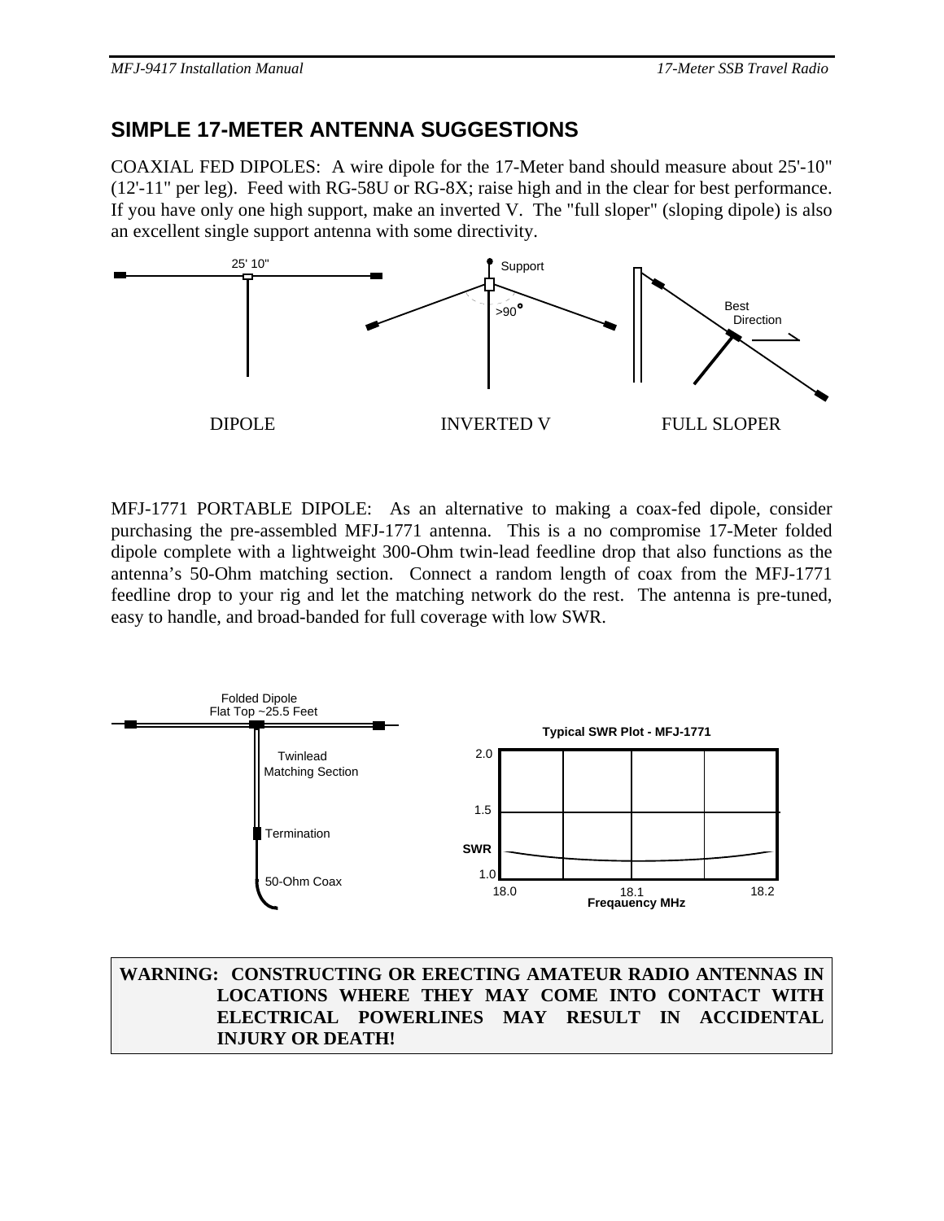## SIMPLE 17-METER ANTENNA SUGGESTIONS

COAXIAL FED DIPOLES: A wire dipole for the 17-Meter band should measure about 25'-10" (12'-11" per leg). Feed with RG-58U or RG-8X; raise high and in the clear for best performance. If you have only one high support, make an inverted V. The "full sloper" (sloping dipole) is also an excellent single support antenna with some directivity.

25' 10"

Support

>90°

Best Direction

DIPOLE INVERTED V FULL SLOPER

MFJ-1771 PORTABLE DIPOLE: As an alternative to making a coax-fed dipole, consider purchasing the pre-assembled MFJ-1771 antenna. This is a no compromise 17-Meter folded dipole complete with a lightweight 300-Ohm twin-lead feedline drop that also functions as the antenna's 50-Ohm matching section. Connect a random length of coax from the MFJ-1771 feedline drop to your rig and let the matching network do the rest. The antenna is pre-tuned, easy to handle, and broad-banded for full coverage with low SWR.

Folded Dipole
Flat Top ~25.5 Feet

Twinlead
Matching Section

Termination

50-Ohm Coax

**Typical SWR Plot - MFJ-1771**

SWR: 1.0, 1.5, 2.0

Freqauency MHz: 18.0, 18.1, 18.2

**WARNING: CONSTRUCTING OR ERECTING AMATEUR RADIO ANTENNAS IN LOCATIONS WHERE THEY MAY COME INTO CONTACT WITH ELECTRICAL POWERLINES MAY RESULT IN ACCIDENTAL INJURY OR DEATH!**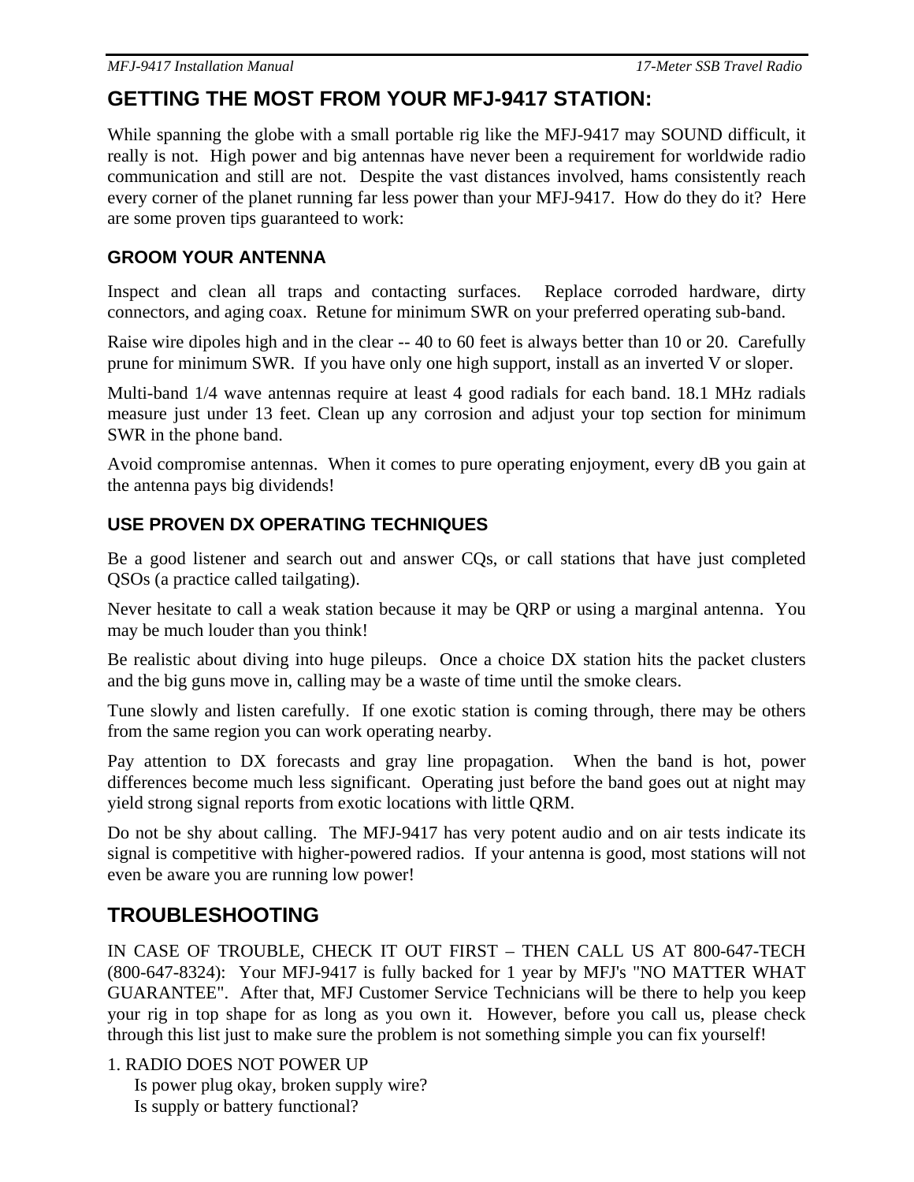# GETTING THE MOST FROM YOUR MFJ-9417 STATION:

While spanning the globe with a small portable rig like the MFJ-9417 may SOUND difficult, it really is not. High power and big antennas have never been a requirement for worldwide radio communication and still are not. Despite the vast distances involved, hams consistently reach every corner of the planet running far less power than your MFJ-9417. How do they do it? Here are some proven tips guaranteed to work:

## GROOM YOUR ANTENNA

Inspect and clean all traps and contacting surfaces. Replace corroded hardware, dirty connectors, and aging coax. Retune for minimum SWR on your preferred operating sub-band.

Raise wire dipoles high and in the clear -- 40 to 60 feet is always better than 10 or 20. Carefully prune for minimum SWR. If you have only one high support, install as an inverted V or sloper.

Multi-band 1/4 wave antennas require at least 4 good radials for each band. 18.1 MHz radials measure just under 13 feet. Clean up any corrosion and adjust your top section for minimum SWR in the phone band.

Avoid compromise antennas. When it comes to pure operating enjoyment, every dB you gain at the antenna pays big dividends!

## USE PROVEN DX OPERATING TECHNIQUES

Be a good listener and search out and answer CQs, or call stations that have just completed QSOs (a practice called tailgating).

Never hesitate to call a weak station because it may be QRP or using a marginal antenna. You may be much louder than you think!

Be realistic about diving into huge pileups. Once a choice DX station hits the packet clusters and the big guns move in, calling may be a waste of time until the smoke clears.

Tune slowly and listen carefully. If one exotic station is coming through, there may be others from the same region you can work operating nearby.

Pay attention to DX forecasts and gray line propagation. When the band is hot, power differences become much less significant. Operating just before the band goes out at night may yield strong signal reports from exotic locations with little QRM.

Do not be shy about calling. The MFJ-9417 has very potent audio and on air tests indicate its signal is competitive with higher-powered radios. If your antenna is good, most stations will not even be aware you are running low power!

# TROUBLESHOOTING

IN CASE OF TROUBLE, CHECK IT OUT FIRST – THEN CALL US AT 800-647-TECH (800-647-8324): Your MFJ-9417 is fully backed for 1 year by MFJ's "NO MATTER WHAT GUARANTEE". After that, MFJ Customer Service Technicians will be there to help you keep your rig in top shape for as long as you own it. However, before you call us, please check through this list just to make sure the problem is not something simple you can fix yourself!

1. RADIO DOES NOT POWER UP
   Is power plug okay, broken supply wire?
   Is supply or battery functional?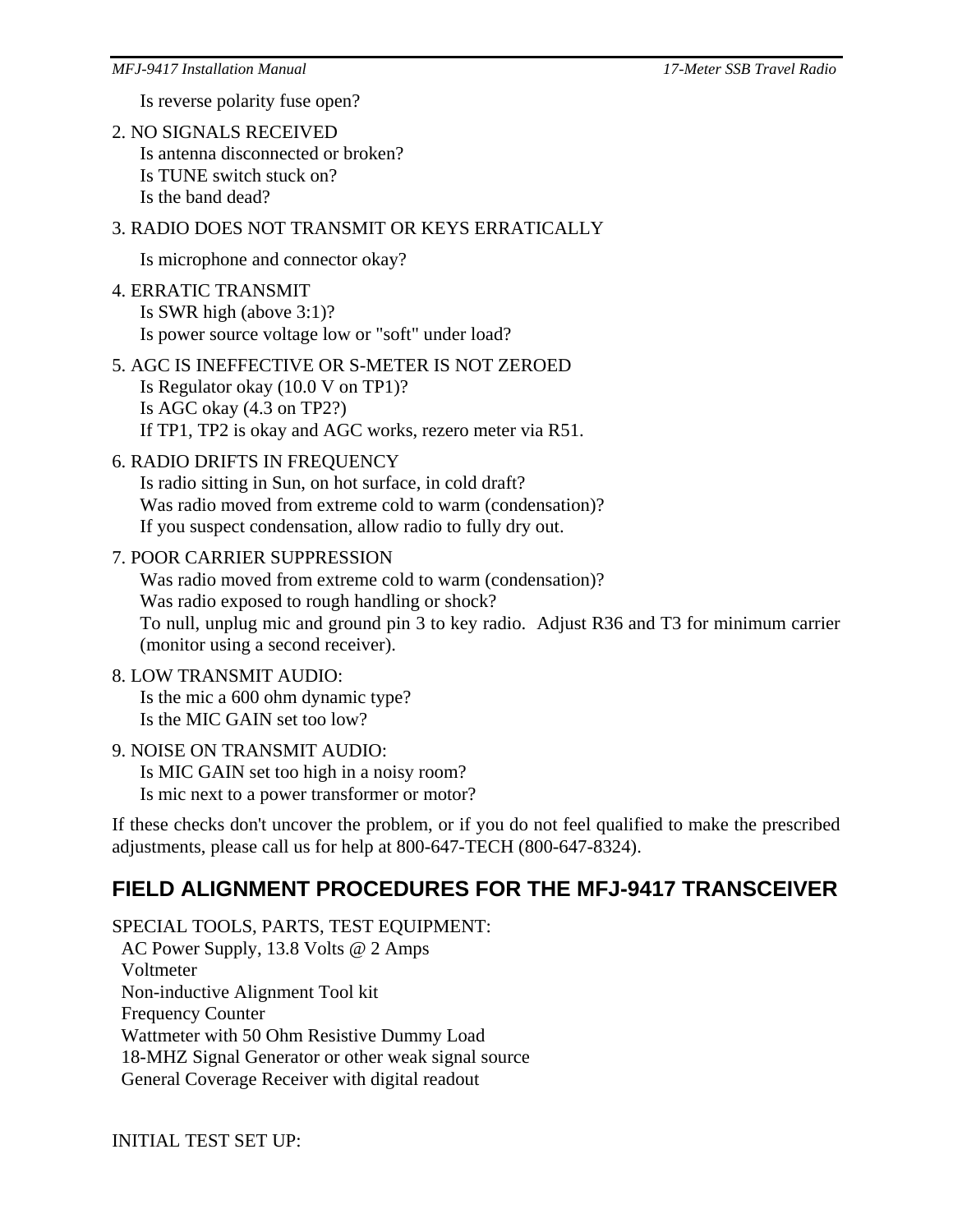Is reverse polarity fuse open?

2. NO SIGNALS RECEIVED
   Is antenna disconnected or broken?
   Is TUNE switch stuck on?
   Is the band dead?

3. RADIO DOES NOT TRANSMIT OR KEYS ERRATICALLY

   Is microphone and connector okay?

4. ERRATIC TRANSMIT
   Is SWR high (above 3:1)?
   Is power source voltage low or "soft" under load?

5. AGC IS INEFFECTIVE OR S-METER IS NOT ZEROED
   Is Regulator okay (10.0 V on TP1)?
   Is AGC okay (4.3 on TP2?)
   If TP1, TP2 is okay and AGC works, rezero meter via R51.

6. RADIO DRIFTS IN FREQUENCY
   Is radio sitting in Sun, on hot surface, in cold draft?
   Was radio moved from extreme cold to warm (condensation)?
   If you suspect condensation, allow radio to fully dry out.

7. POOR CARRIER SUPPRESSION
   Was radio moved from extreme cold to warm (condensation)?
   Was radio exposed to rough handling or shock?
   To null, unplug mic and ground pin 3 to key radio. Adjust R36 and T3 for minimum carrier (monitor using a second receiver).

8. LOW TRANSMIT AUDIO:
   Is the mic a 600 ohm dynamic type?
   Is the MIC GAIN set too low?

9. NOISE ON TRANSMIT AUDIO:
   Is MIC GAIN set too high in a noisy room?
   Is mic next to a power transformer or motor?

If these checks don't uncover the problem, or if you do not feel qualified to make the prescribed adjustments, please call us for help at 800-647-TECH (800-647-8324).

## FIELD ALIGNMENT PROCEDURES FOR THE MFJ-9417 TRANSCEIVER

SPECIAL TOOLS, PARTS, TEST EQUIPMENT:
- AC Power Supply, 13.8 Volts @ 2 Amps
- Voltmeter
- Non-inductive Alignment Tool kit
- Frequency Counter
- Wattmeter with 50 Ohm Resistive Dummy Load
- 18-MHZ Signal Generator or other weak signal source
- General Coverage Receiver with digital readout

INITIAL TEST SET UP: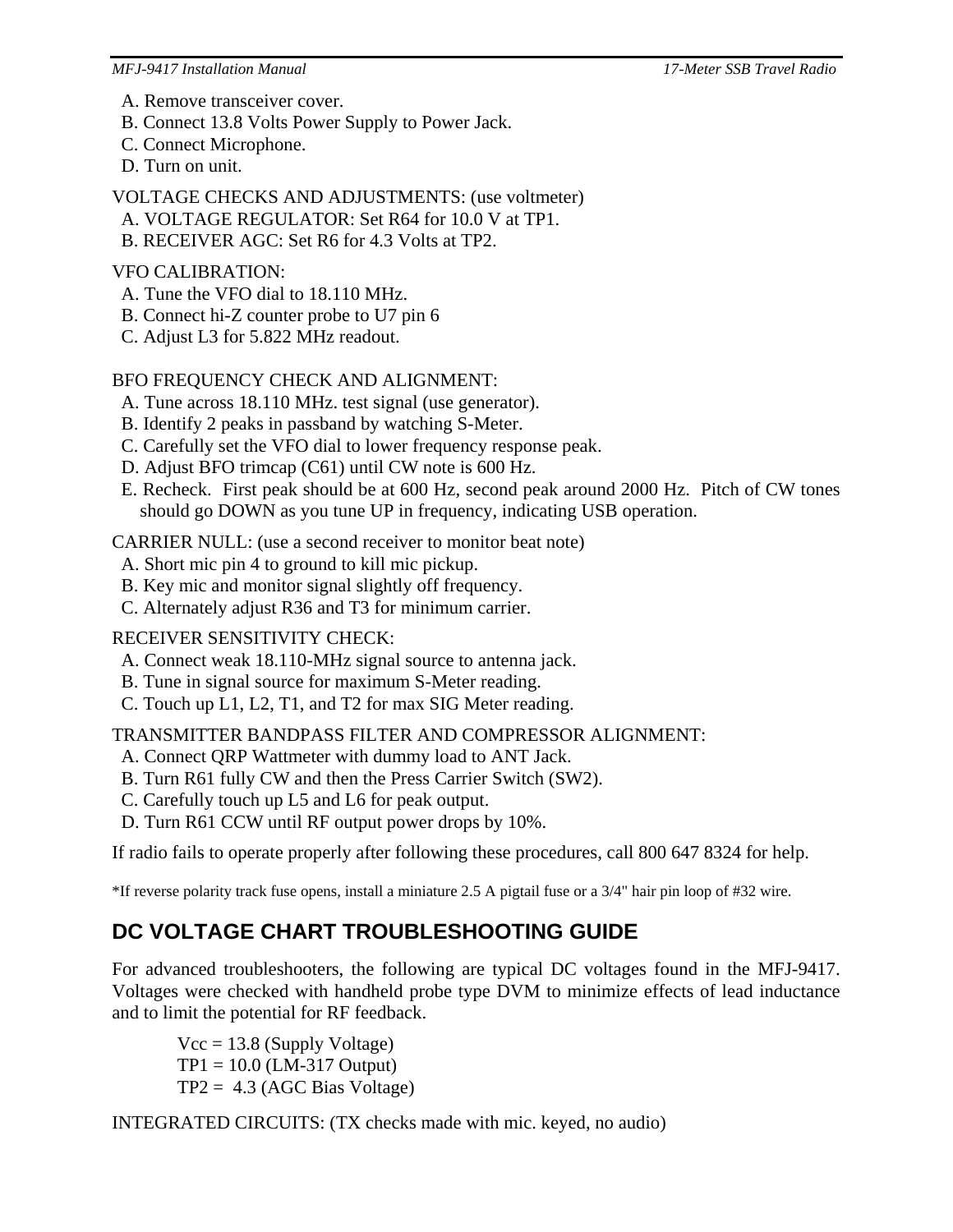A. Remove transceiver cover.
B. Connect 13.8 Volts Power Supply to Power Jack.
C. Connect Microphone.
D. Turn on unit.

VOLTAGE CHECKS AND ADJUSTMENTS: (use voltmeter)
A. VOLTAGE REGULATOR: Set R64 for 10.0 V at TP1.
B. RECEIVER AGC: Set R6 for 4.3 Volts at TP2.

VFO CALIBRATION:
A. Tune the VFO dial to 18.110 MHz.
B. Connect hi-Z counter probe to U7 pin 6
C. Adjust L3 for 5.822 MHz readout.

BFO FREQUENCY CHECK AND ALIGNMENT:
A. Tune across 18.110 MHz. test signal (use generator).
B. Identify 2 peaks in passband by watching S-Meter.
C. Carefully set the VFO dial to lower frequency response peak.
D. Adjust BFO trimcap (C61) until CW note is 600 Hz.
E. Recheck. First peak should be at 600 Hz, second peak around 2000 Hz. Pitch of CW tones should go DOWN as you tune UP in frequency, indicating USB operation.

CARRIER NULL: (use a second receiver to monitor beat note)
A. Short mic pin 4 to ground to kill mic pickup.
B. Key mic and monitor signal slightly off frequency.
C. Alternately adjust R36 and T3 for minimum carrier.

RECEIVER SENSITIVITY CHECK:
A. Connect weak 18.110-MHz signal source to antenna jack.
B. Tune in signal source for maximum S-Meter reading.
C. Touch up L1, L2, T1, and T2 for max SIG Meter reading.

TRANSMITTER BANDPASS FILTER AND COMPRESSOR ALIGNMENT:
A. Connect QRP Wattmeter with dummy load to ANT Jack.
B. Turn R61 fully CW and then the Press Carrier Switch (SW2).
C. Carefully touch up L5 and L6 for peak output.
D. Turn R61 CCW until RF output power drops by 10%.

If radio fails to operate properly after following these procedures, call 800 647 8324 for help.

*If reverse polarity track fuse opens, install a miniature 2.5 A pigtail fuse or a 3/4" hair pin loop of #32 wire.

## DC VOLTAGE CHART TROUBLESHOOTING GUIDE

For advanced troubleshooters, the following are typical DC voltages found in the MFJ-9417. Voltages were checked with handheld probe type DVM to minimize effects of lead inductance and to limit the potential for RF feedback.

Vcc = 13.8 (Supply Voltage)
TP1 = 10.0 (LM-317 Output)
TP2 = 4.3 (AGC Bias Voltage)

INTEGRATED CIRCUITS: (TX checks made with mic. keyed, no audio)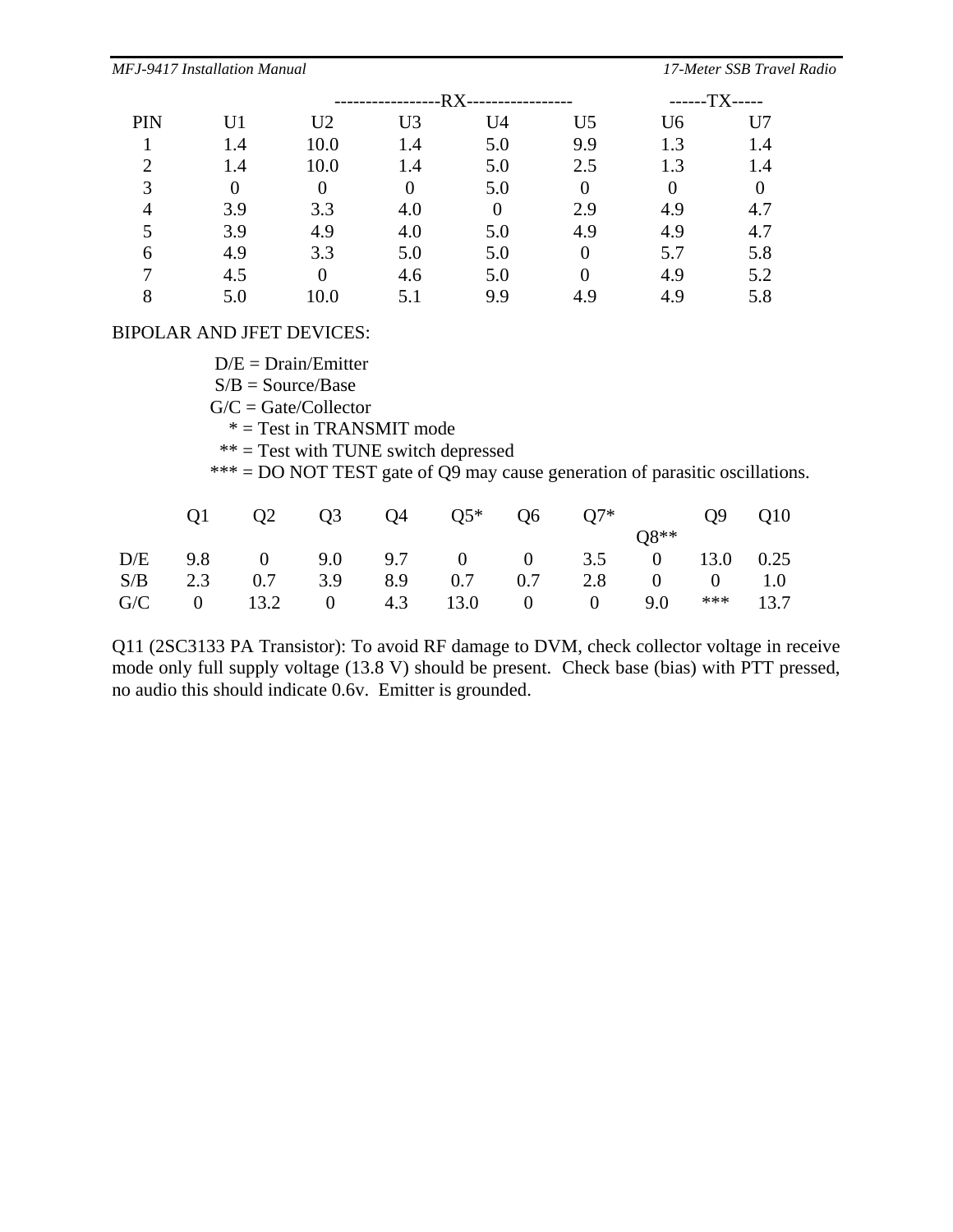| | -----------------RX----------------- | | | | | ------TX----- | |
|---|---|---|---|---|---|---|---|
| PIN | U1 | U2 | U3 | U4 | U5 | U6 | U7 |
| 1 | 1.4 | 10.0 | 1.4 | 5.0 | 9.9 | 1.3 | 1.4 |
| 2 | 1.4 | 10.0 | 1.4 | 5.0 | 2.5 | 1.3 | 1.4 |
| 3 | 0 | 0 | 0 | 5.0 | 0 | 0 | 0 |
| 4 | 3.9 | 3.3 | 4.0 | 0 | 2.9 | 4.9 | 4.7 |
| 5 | 3.9 | 4.9 | 4.0 | 5.0 | 4.9 | 4.9 | 4.7 |
| 6 | 4.9 | 3.3 | 5.0 | 5.0 | 0 | 5.7 | 5.8 |
| 7 | 4.5 | 0 | 4.6 | 5.0 | 0 | 4.9 | 5.2 |
| 8 | 5.0 | 10.0 | 5.1 | 9.9 | 4.9 | 4.9 | 5.8 |

BIPOLAR AND JFET DEVICES:

D/E = Drain/Emitter
S/B = Source/Base
G/C = Gate/Collector
* = Test in TRANSMIT mode
** = Test with TUNE switch depressed
*** = DO NOT TEST gate of Q9 may cause generation of parasitic oscillations.

| | Q1 | Q2 | Q3 | Q4 | Q5* | Q6 | Q7* | Q8** | Q9 | Q10 |
|---|---|---|---|---|---|---|---|---|---|---|
| D/E | 9.8 | 0 | 9.0 | 9.7 | 0 | 0 | 3.5 | 0 | 13.0 | 0.25 |
| S/B | 2.3 | 0.7 | 3.9 | 8.9 | 0.7 | 0.7 | 2.8 | 0 | 0 | 1.0 |
| G/C | 0 | 13.2 | 0 | 4.3 | 13.0 | 0 | 0 | 9.0 | *** | 13.7 |

Q11 (2SC3133 PA Transistor): To avoid RF damage to DVM, check collector voltage in receive mode only full supply voltage (13.8 V) should be present. Check base (bias) with PTT pressed, no audio this should indicate 0.6v. Emitter is grounded.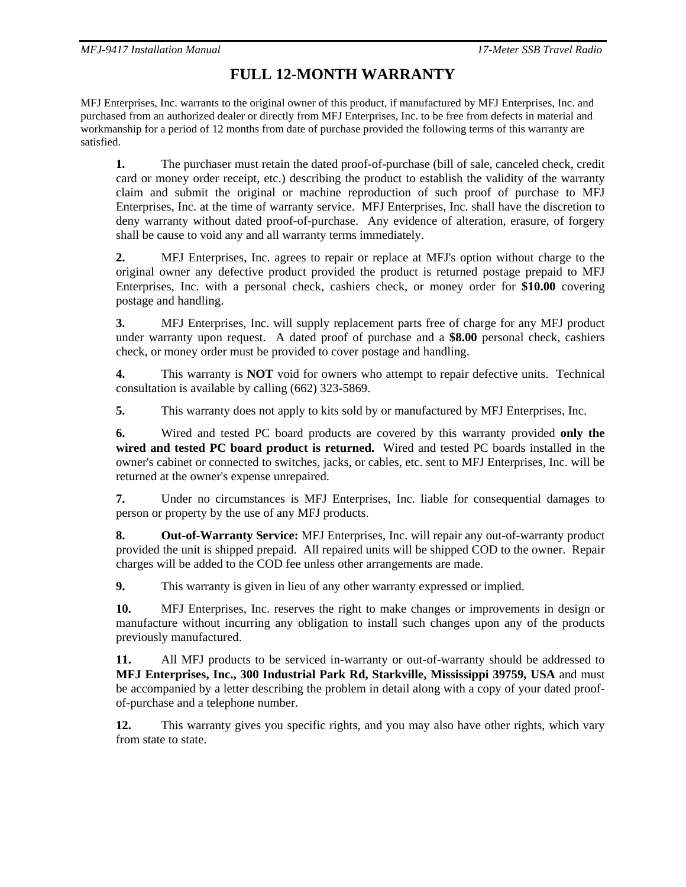# FULL 12-MONTH WARRANTY

MFJ Enterprises, Inc. warrants to the original owner of this product, if manufactured by MFJ Enterprises, Inc. and purchased from an authorized dealer or directly from MFJ Enterprises, Inc. to be free from defects in material and workmanship for a period of 12 months from date of purchase provided the following terms of this warranty are satisfied.

**1.** The purchaser must retain the dated proof-of-purchase (bill of sale, canceled check, credit card or money order receipt, etc.) describing the product to establish the validity of the warranty claim and submit the original or machine reproduction of such proof of purchase to MFJ Enterprises, Inc. at the time of warranty service. MFJ Enterprises, Inc. shall have the discretion to deny warranty without dated proof-of-purchase. Any evidence of alteration, erasure, of forgery shall be cause to void any and all warranty terms immediately.

**2.** MFJ Enterprises, Inc. agrees to repair or replace at MFJ's option without charge to the original owner any defective product provided the product is returned postage prepaid to MFJ Enterprises, Inc. with a personal check, cashiers check, or money order for **$10.00** covering postage and handling.

**3.** MFJ Enterprises, Inc. will supply replacement parts free of charge for any MFJ product under warranty upon request. A dated proof of purchase and a **$8.00** personal check, cashiers check, or money order must be provided to cover postage and handling.

**4.** This warranty is **NOT** void for owners who attempt to repair defective units. Technical consultation is available by calling (662) 323-5869.

**5.** This warranty does not apply to kits sold by or manufactured by MFJ Enterprises, Inc.

**6.** Wired and tested PC board products are covered by this warranty provided **only the wired and tested PC board product is returned.** Wired and tested PC boards installed in the owner's cabinet or connected to switches, jacks, or cables, etc. sent to MFJ Enterprises, Inc. will be returned at the owner's expense unrepaired.

**7.** Under no circumstances is MFJ Enterprises, Inc. liable for consequential damages to person or property by the use of any MFJ products.

**8.** **Out-of-Warranty Service:** MFJ Enterprises, Inc. will repair any out-of-warranty product provided the unit is shipped prepaid. All repaired units will be shipped COD to the owner. Repair charges will be added to the COD fee unless other arrangements are made.

**9.** This warranty is given in lieu of any other warranty expressed or implied.

**10.** MFJ Enterprises, Inc. reserves the right to make changes or improvements in design or manufacture without incurring any obligation to install such changes upon any of the products previously manufactured.

**11.** All MFJ products to be serviced in-warranty or out-of-warranty should be addressed to **MFJ Enterprises, Inc., 300 Industrial Park Rd, Starkville, Mississippi 39759, USA** and must be accompanied by a letter describing the problem in detail along with a copy of your dated proof-of-purchase and a telephone number.

**12.** This warranty gives you specific rights, and you may also have other rights, which vary from state to state.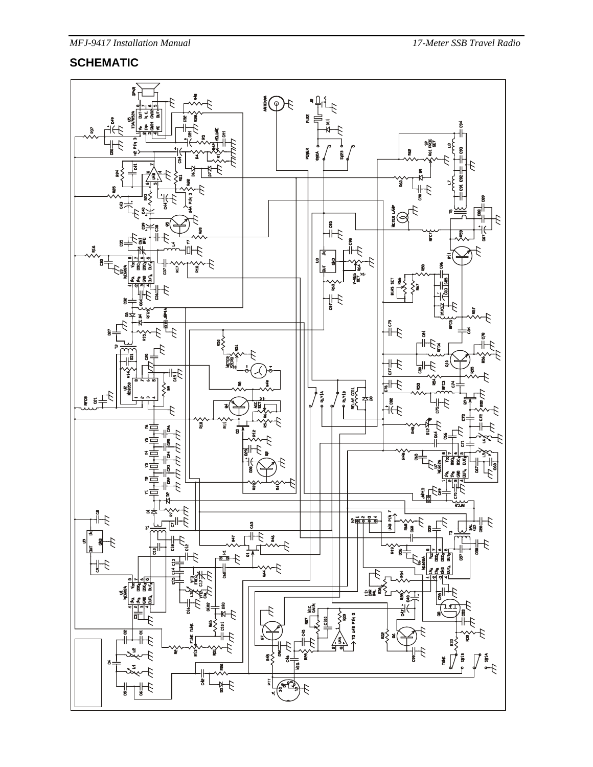## SCHEMATIC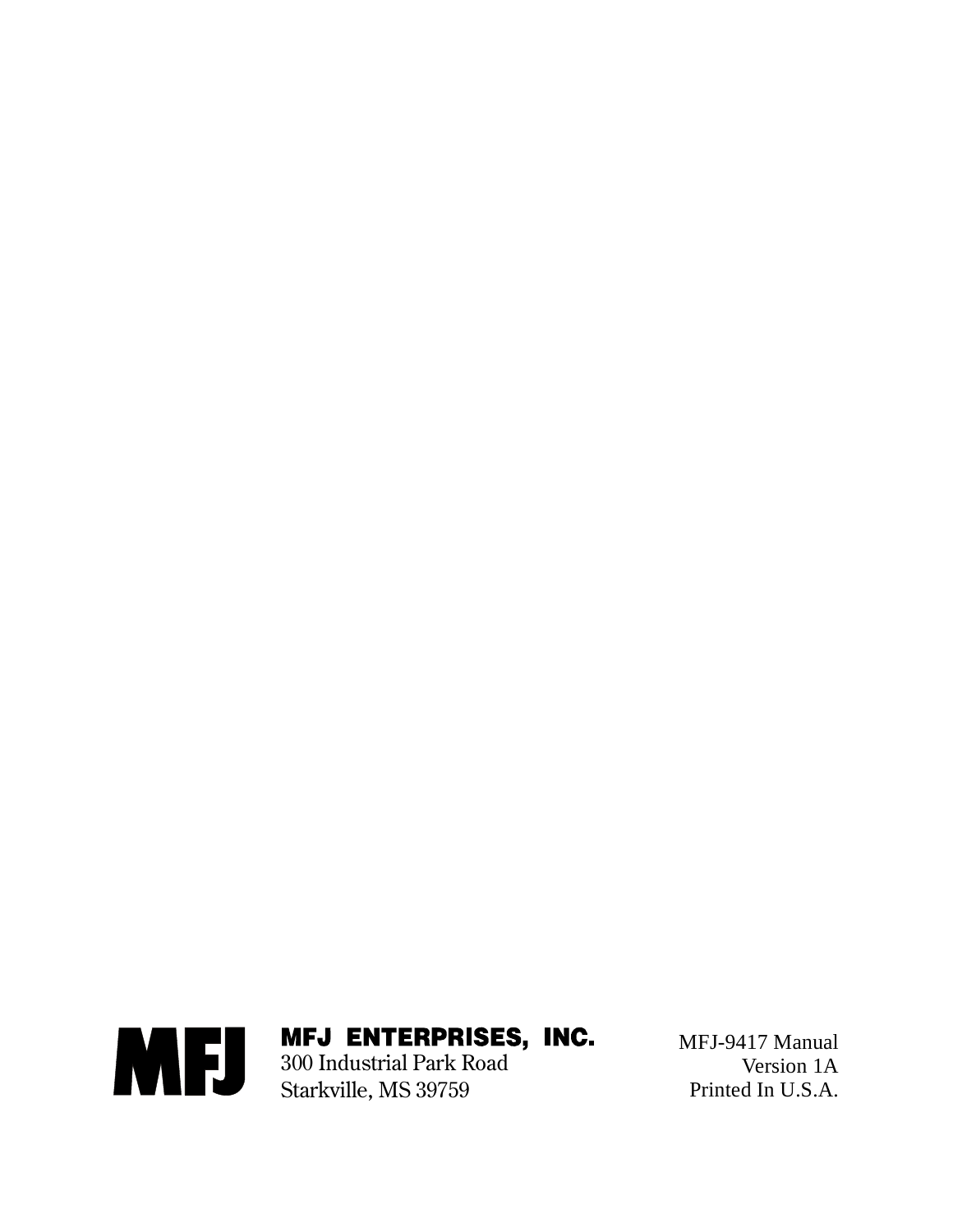**MFJ**

**MFJ ENTERPRISES, INC.**
300 Industrial Park Road
Starkville, MS 39759

MFJ-9417 Manual
Version 1A
Printed In U.S.A.